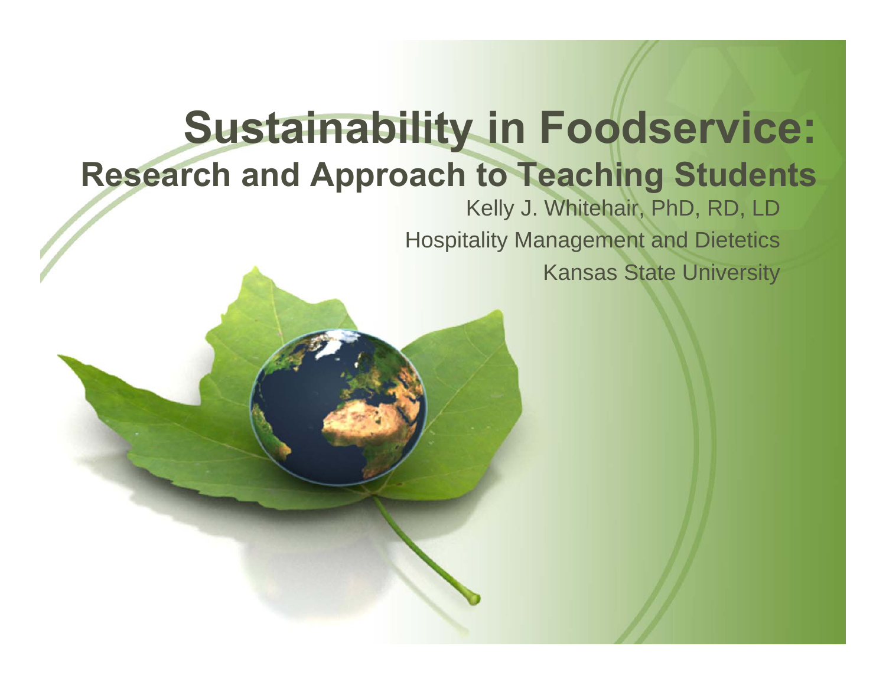# Sustainability in Foodservice:

## Research and Approach to Teaching Students

Kelly J. Whitehair, PhD, RD, LD

Hospitality Management and Dietetics

Kansas State University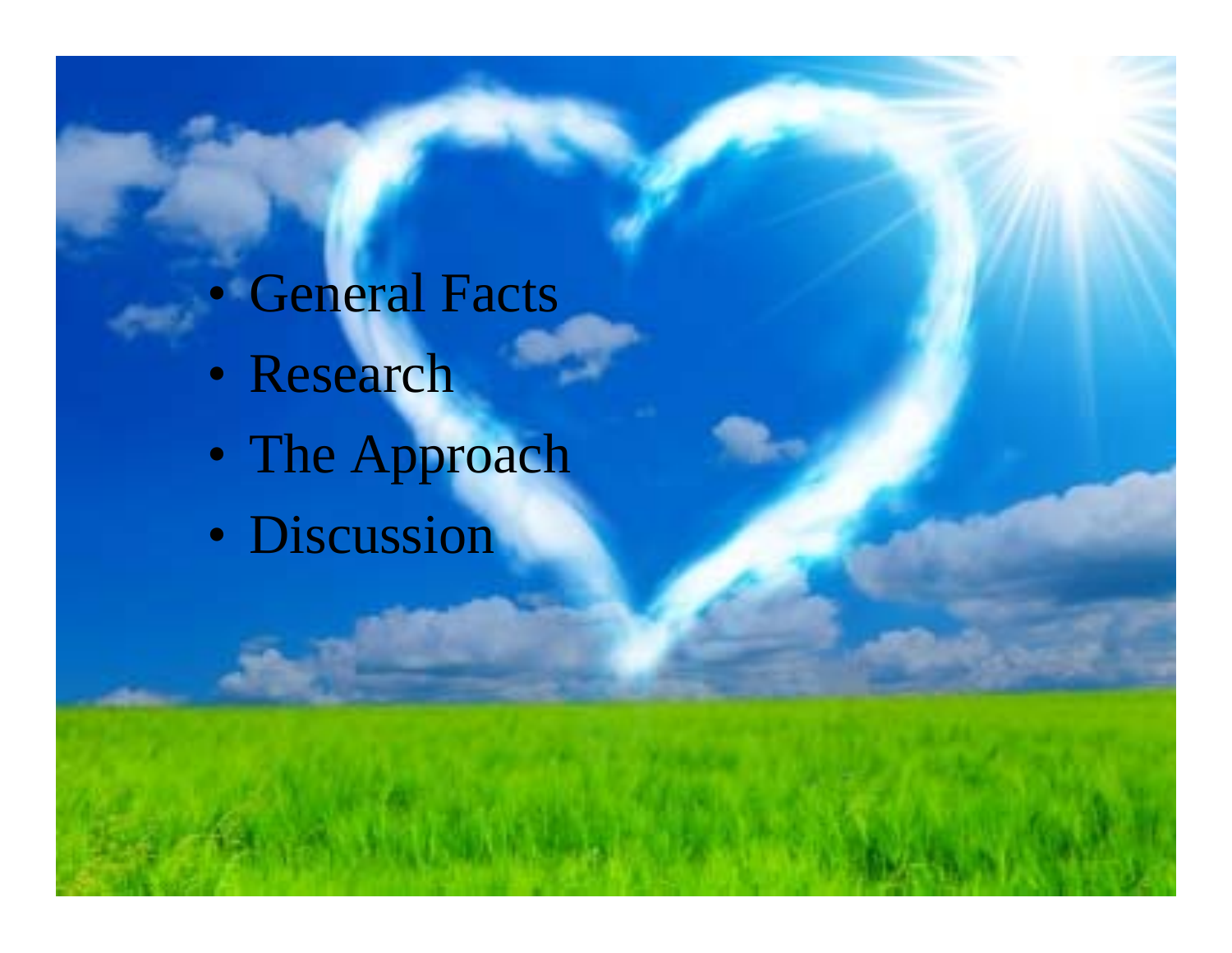- General Facts
- Research
- The Approach
- Discussion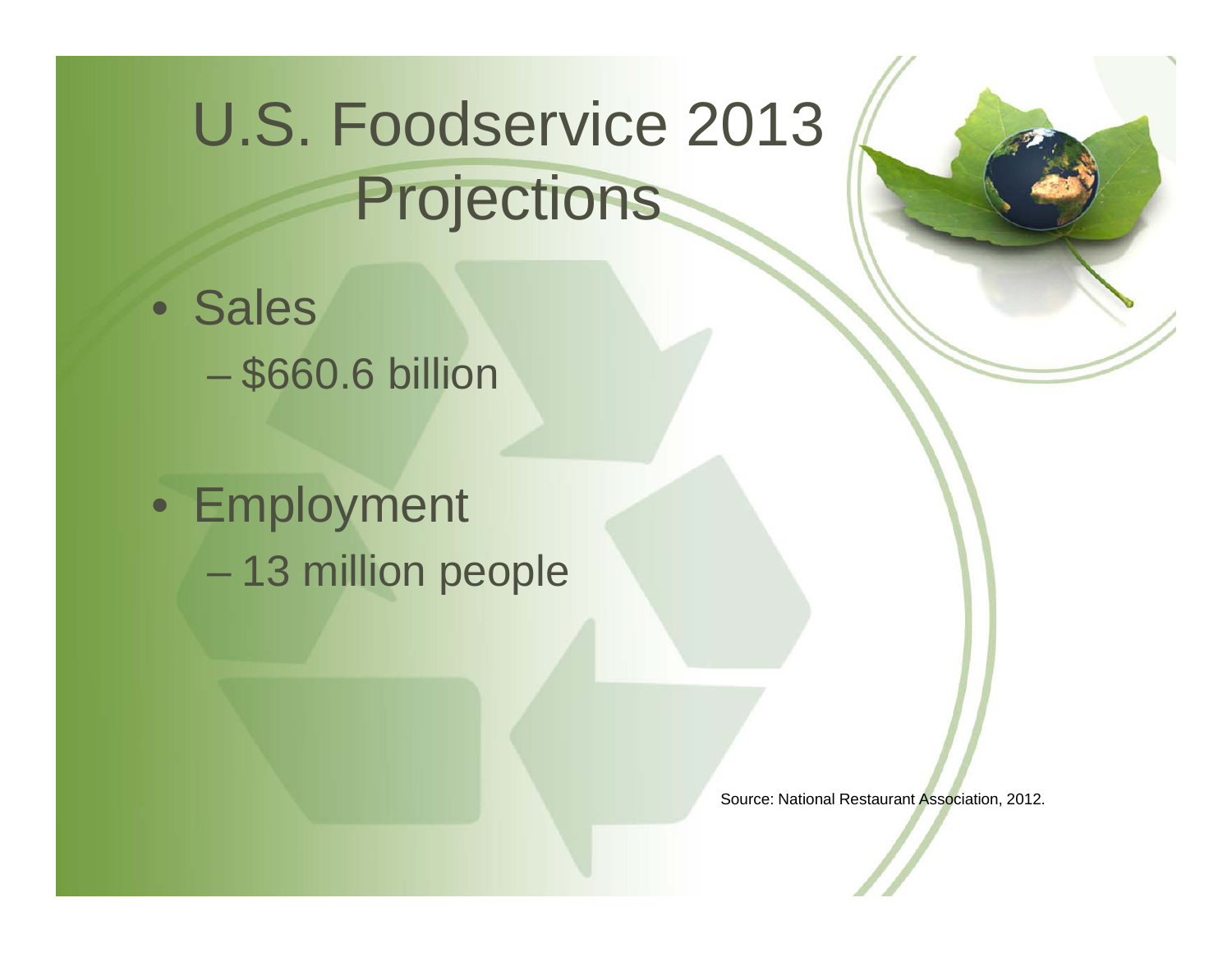# U.S. Foodservice 2013 Projections

- Sales
  - $660.6 billion
- Employment
  - 13 million people

Source: National Restaurant Association, 2012.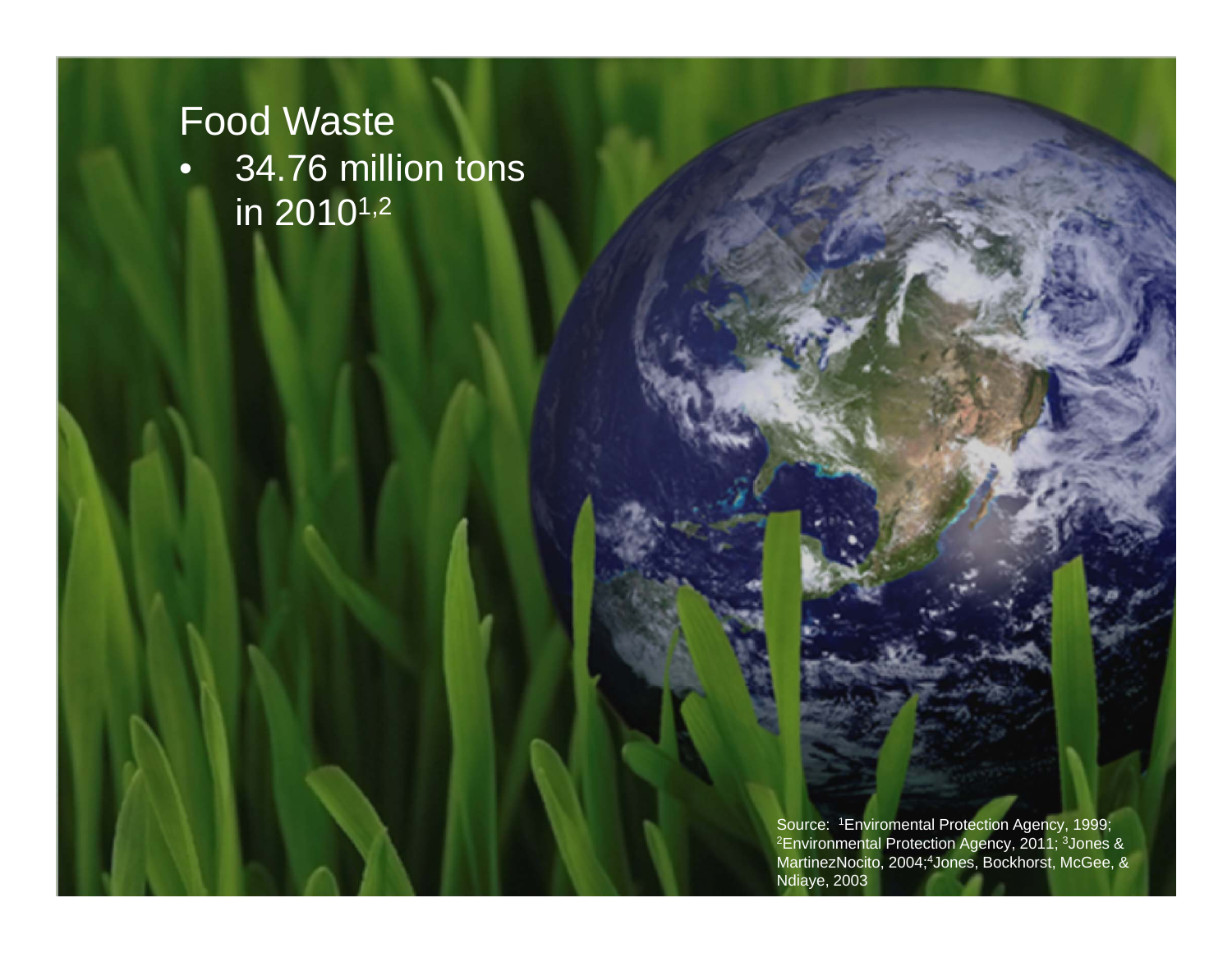# Food Waste

- 34.76 million tons in 2010[1,2]

Source: [1]Enviromental Protection Agency, 1999; [2]Environmental Protection Agency, 2011; [3]Jones & MartinezNocito, 2004;[4]Jones, Bockhorst, McGee, & Ndiaye, 2003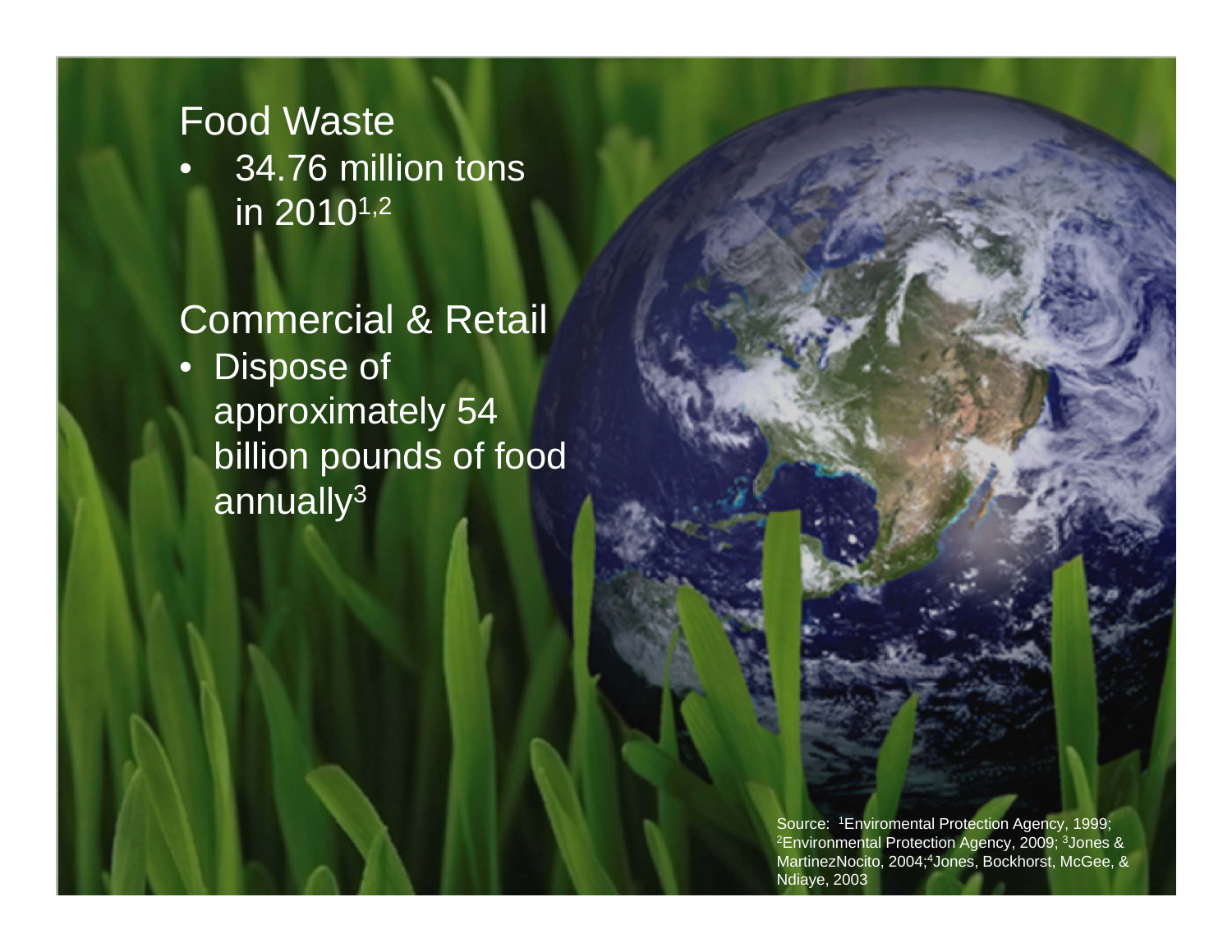## Food Waste

- 34.76 million tons in 2010[1,2]

## Commercial & Retail

- Dispose of approximately 54 billion pounds of food annually[3]

Source: [1]Enviromental Protection Agency, 1999; [2]Environmental Protection Agency, 2009; [3]Jones & MartinezNocito, 2004;[4]Jones, Bockhorst, McGee, & Ndiaye, 2003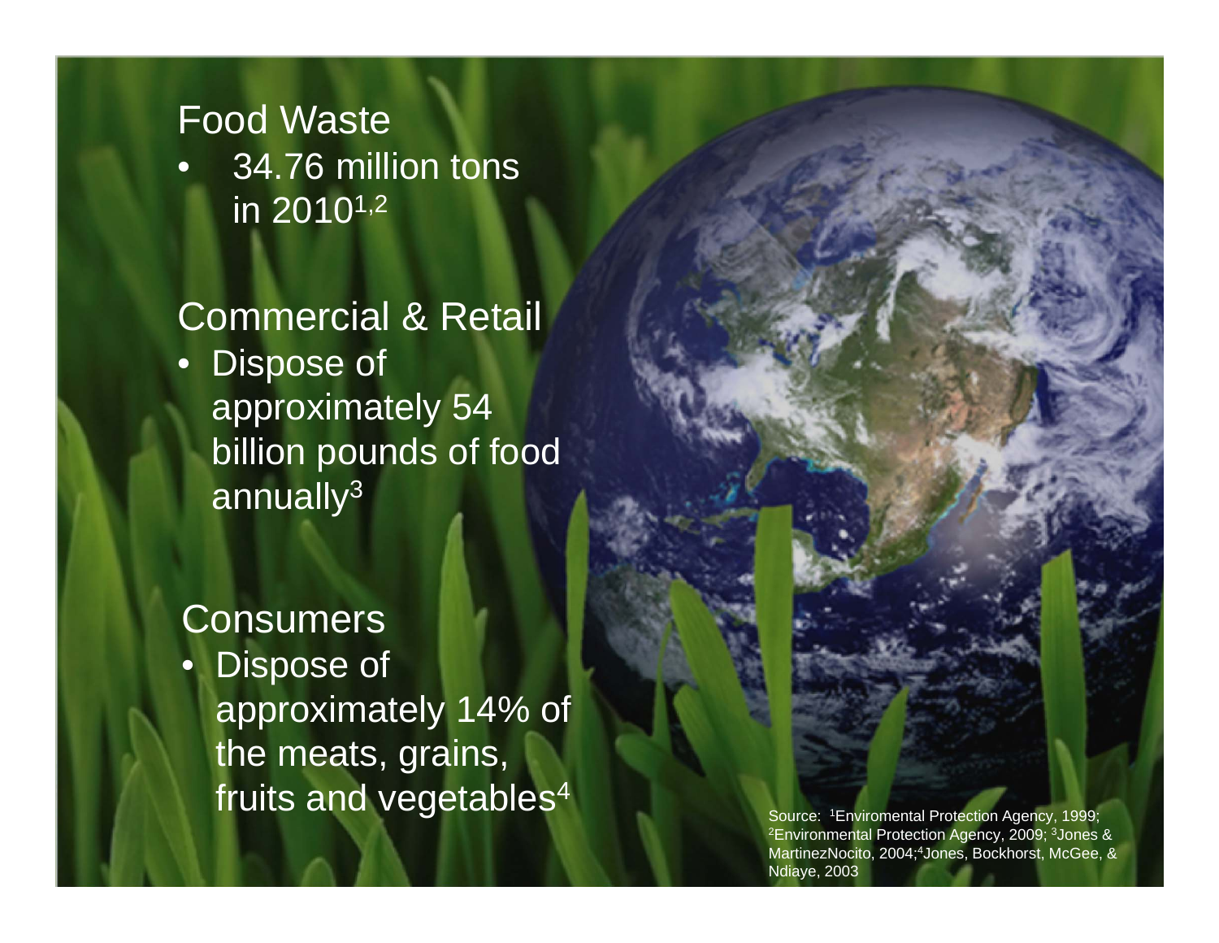## Food Waste

- 34.76 million tons in 2010[1,2]

## Commercial & Retail

- Dispose of approximately 54 billion pounds of food annually[3]

## Consumers

- Dispose of approximately 14% of the meats, grains, fruits and vegetables[4]

Source: [1]Enviromental Protection Agency, 1999; [2]Environmental Protection Agency, 2009; [3]Jones & MartinezNocito, 2004;[4]Jones, Bockhorst, McGee, & Ndiaye, 2003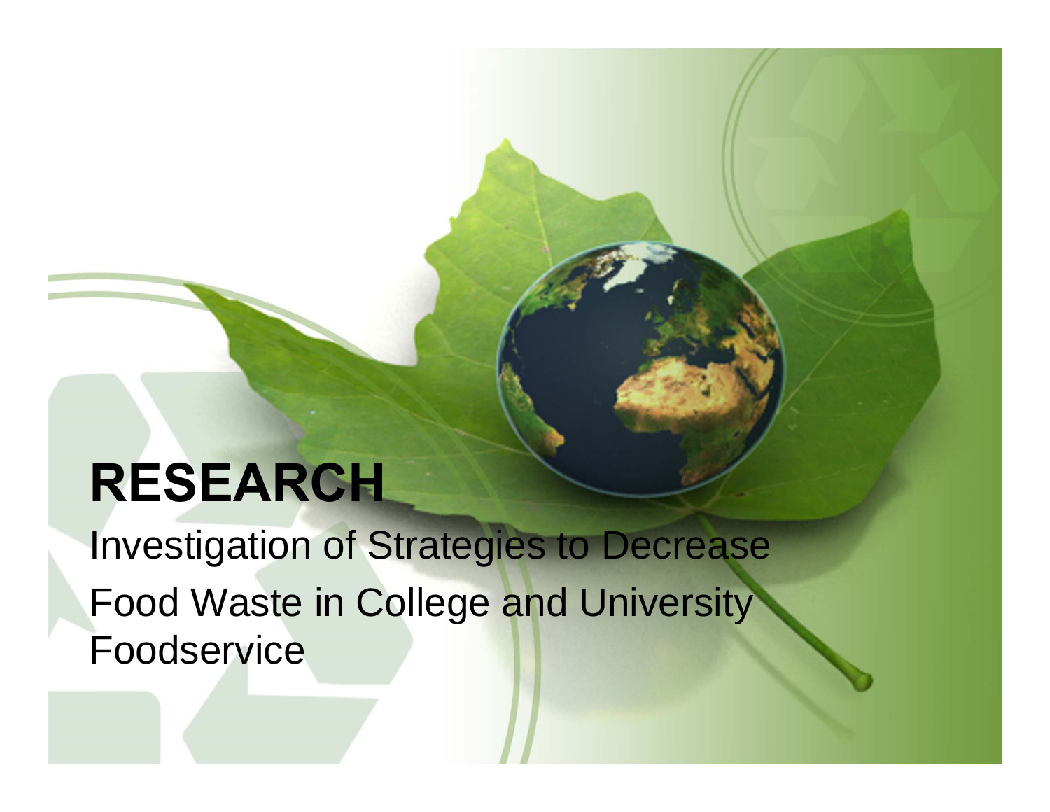# RESEARCH

Investigation of Strategies to Decrease Food Waste in College and University Foodservice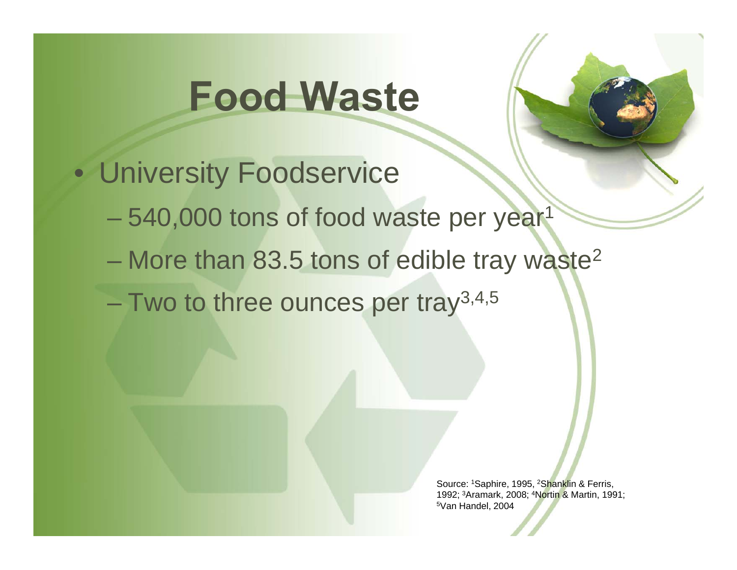# Food Waste

- University Foodservice
  - 540,000 tons of food waste per year[1]
  - More than 83.5 tons of edible tray waste[2]
  - Two to three ounces per tray[3,4,5]

Source: [1]Saphire, 1995, [2]Shanklin & Ferris, 1992; [3]Aramark, 2008; [4]Nortin & Martin, 1991; [5]Van Handel, 2004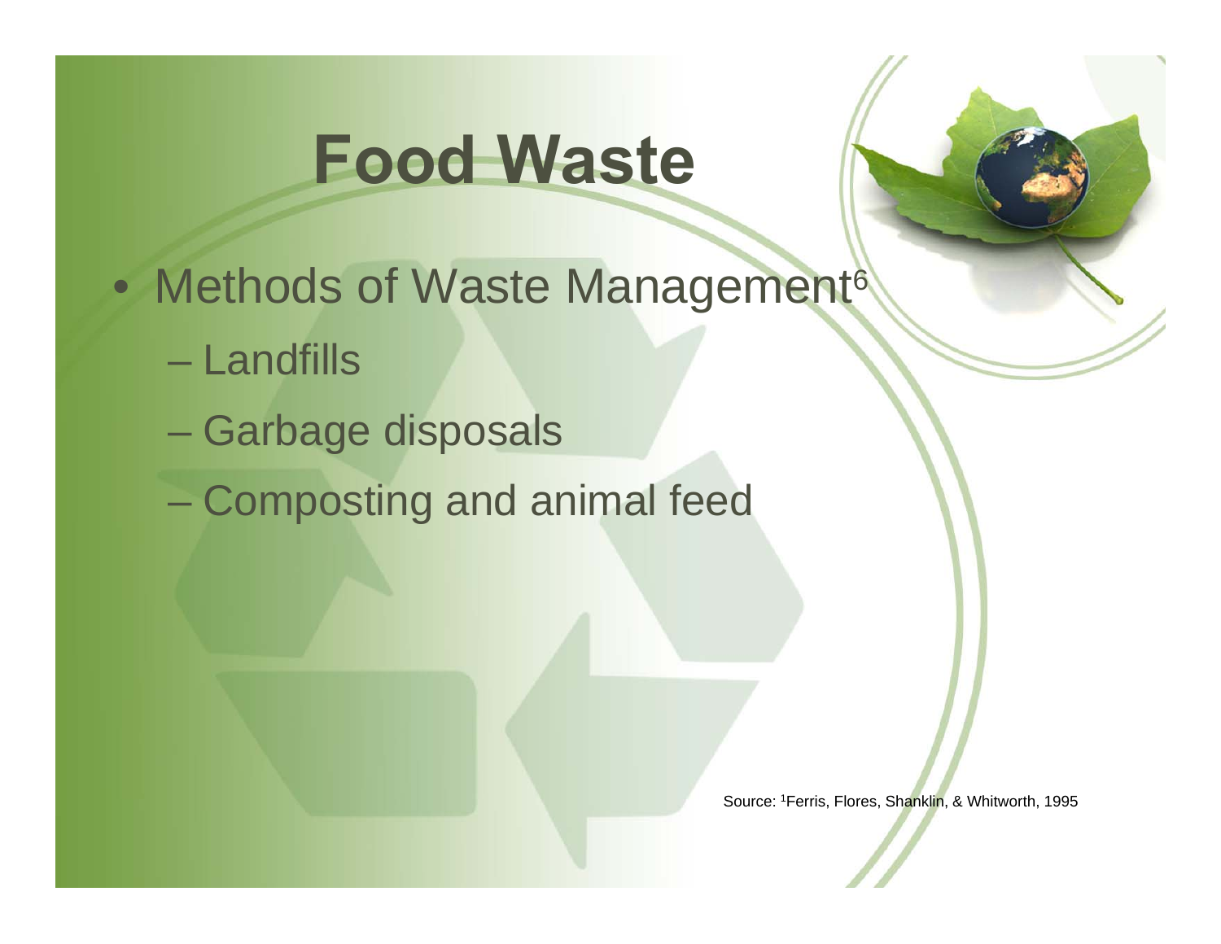# Food Waste

- Methods of Waste Management[6]
  - Landfills
  - Garbage disposals
  - Composting and animal feed

Source: [1]Ferris, Flores, Shanklin, & Whitworth, 1995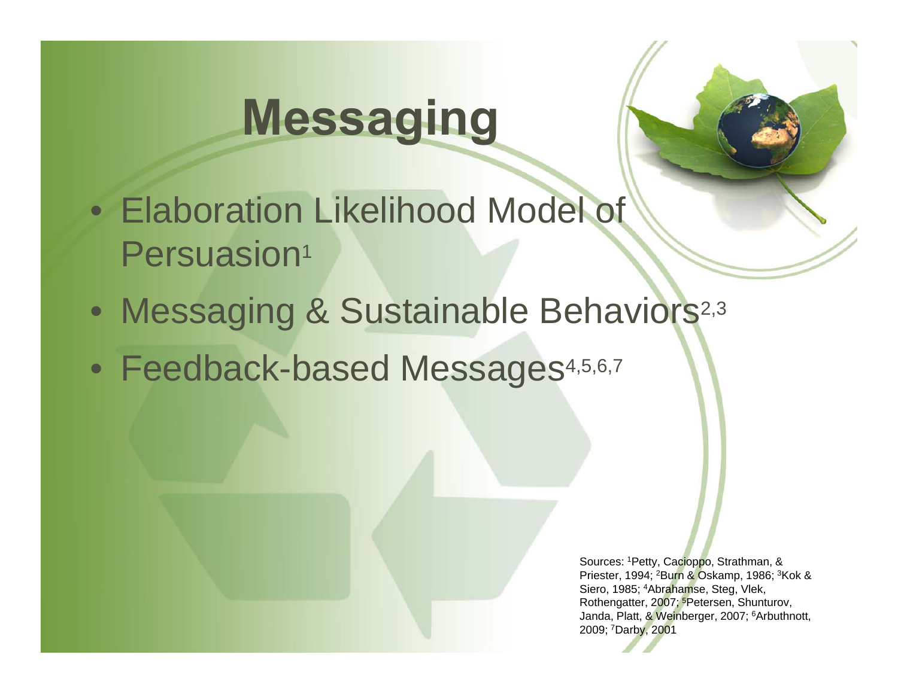# Messaging

- Elaboration Likelihood Model of Persuasion[1]
- Messaging & Sustainable Behaviors[2,3]
- Feedback-based Messages[4,5,6,7]

Sources: [1]Petty, Cacioppo, Strathman, & Priester, 1994; [2]Burn & Oskamp, 1986; [3]Kok & Siero, 1985; [4]Abrahamse, Steg, Vlek, Rothengatter, 2007; [5]Petersen, Shunturov, Janda, Platt, & Weinberger, 2007; [6]Arbuthnott, 2009; [7]Darby, 2001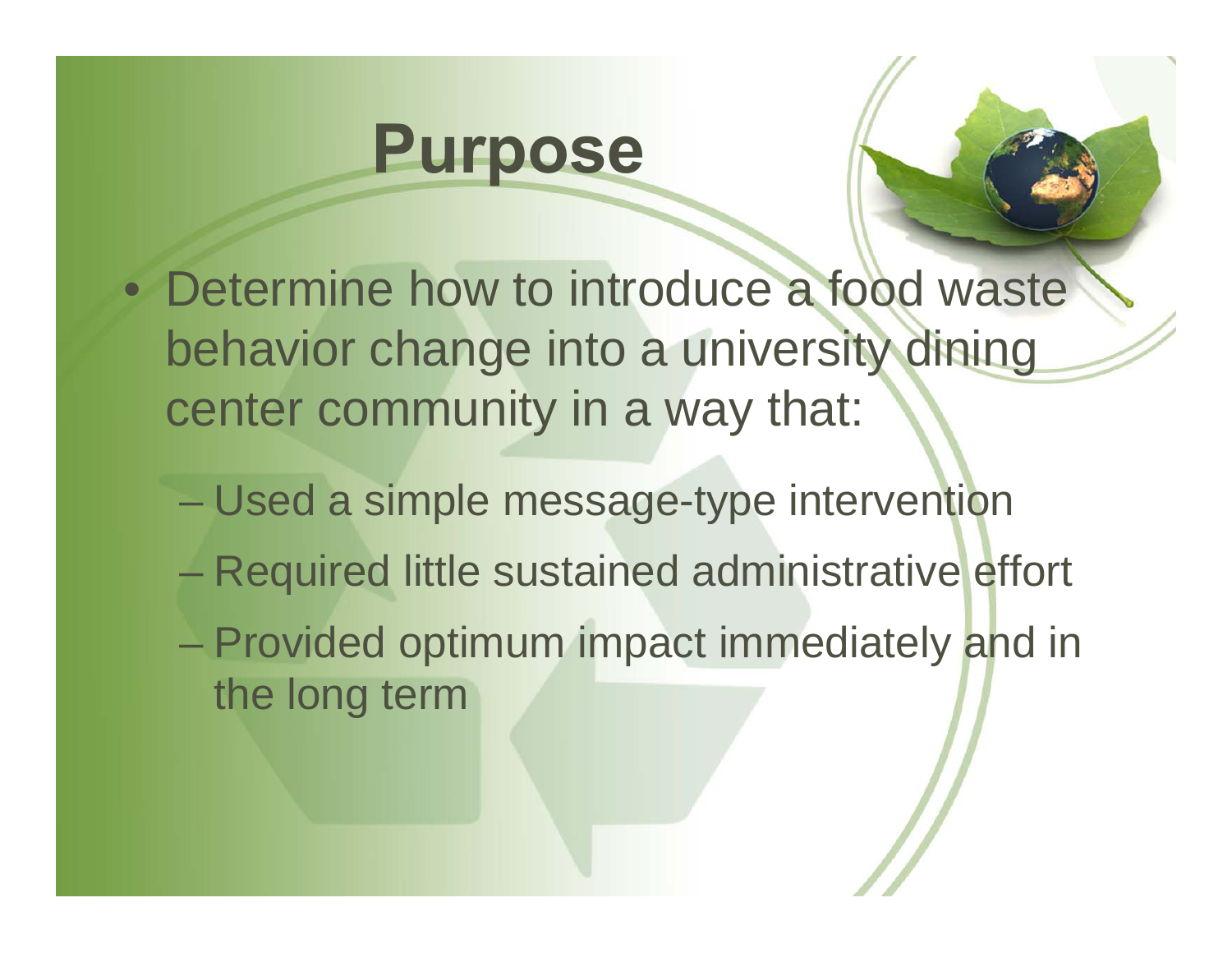# Purpose

- Determine how to introduce a food waste behavior change into a university dining center community in a way that:
  - Used a simple message-type intervention
  - Required little sustained administrative effort
  - Provided optimum impact immediately and in the long term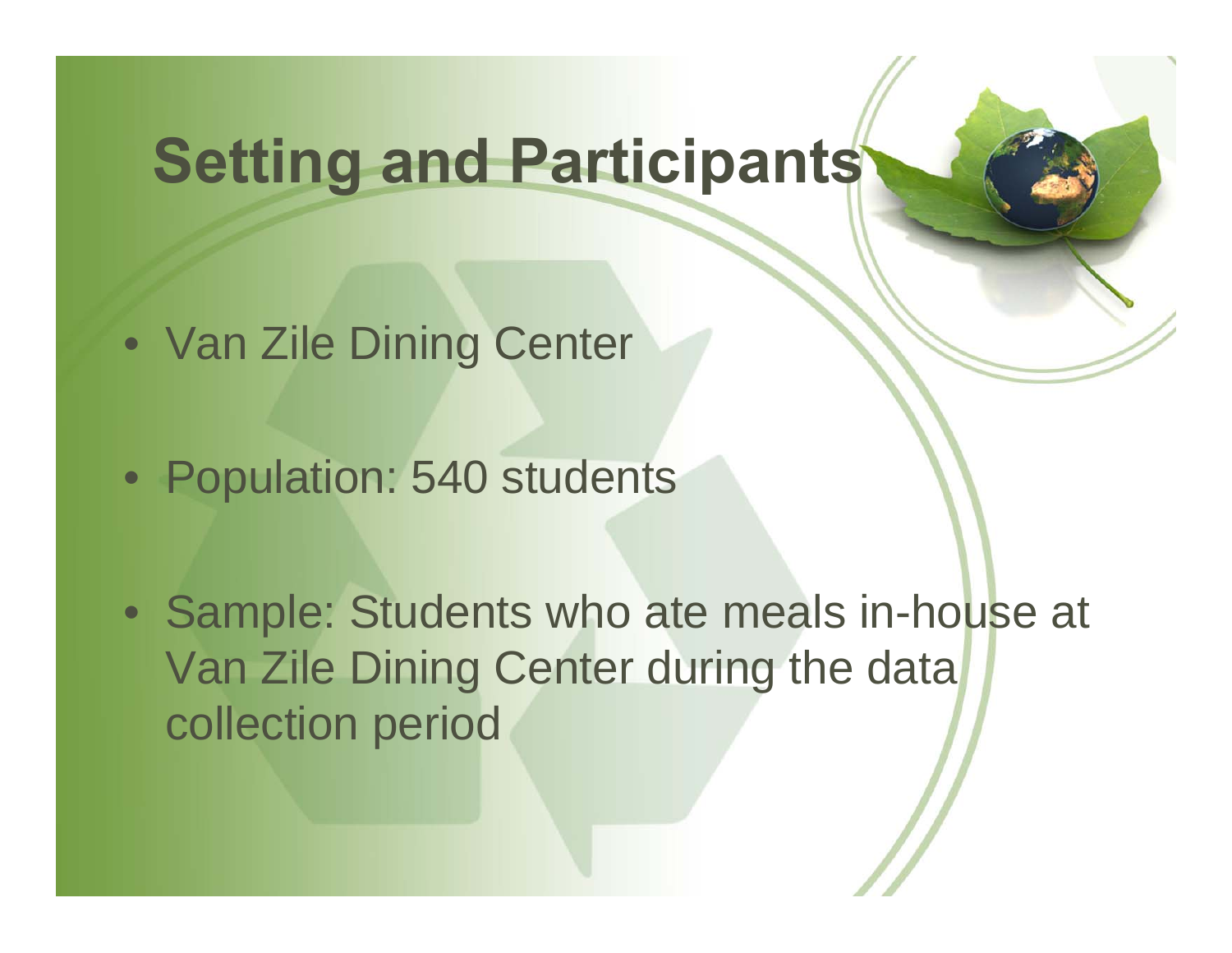# Setting and Participants

- Van Zile Dining Center
- Population: 540 students
- Sample: Students who ate meals in-house at Van Zile Dining Center during the data collection period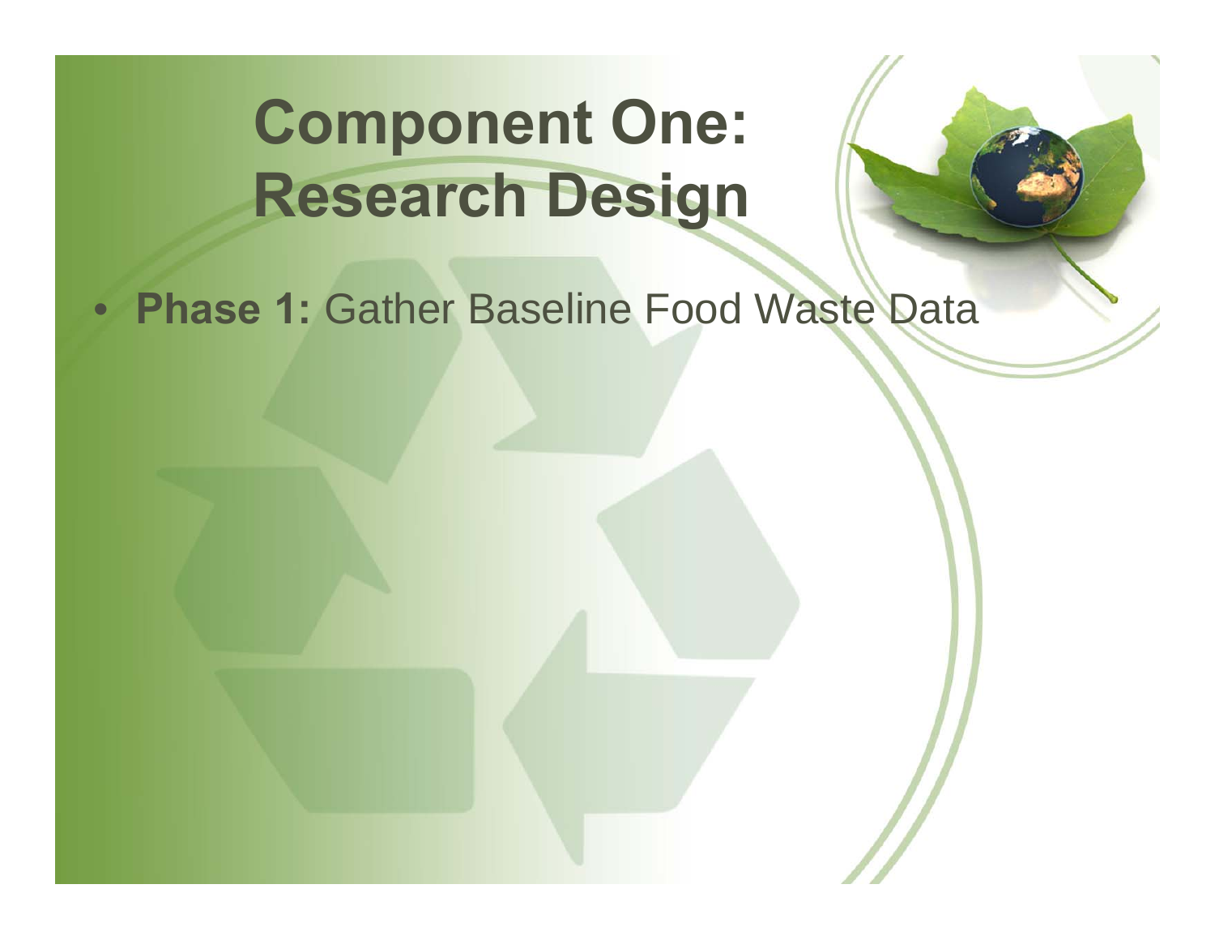# Component One: Research Design

- **Phase 1:** Gather Baseline Food Waste Data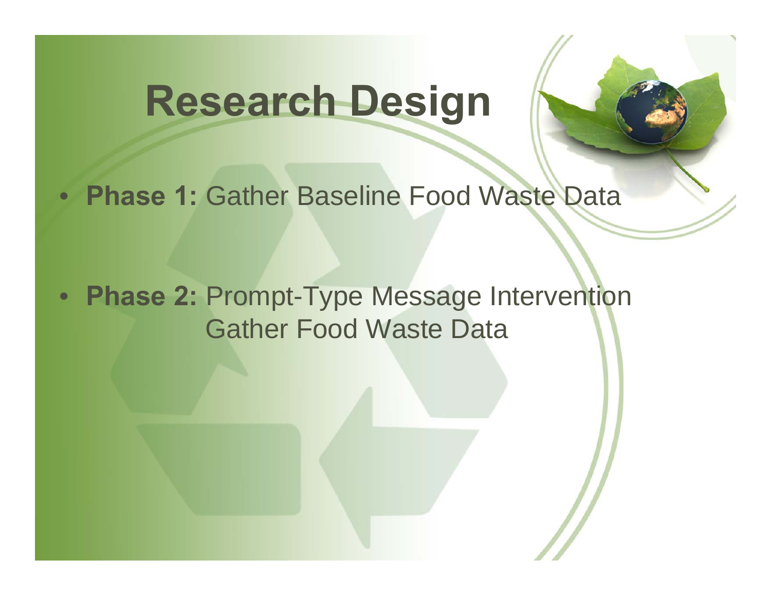# Research Design

- **Phase 1:** Gather Baseline Food Waste Data

- **Phase 2:** Prompt-Type Message Intervention
  Gather Food Waste Data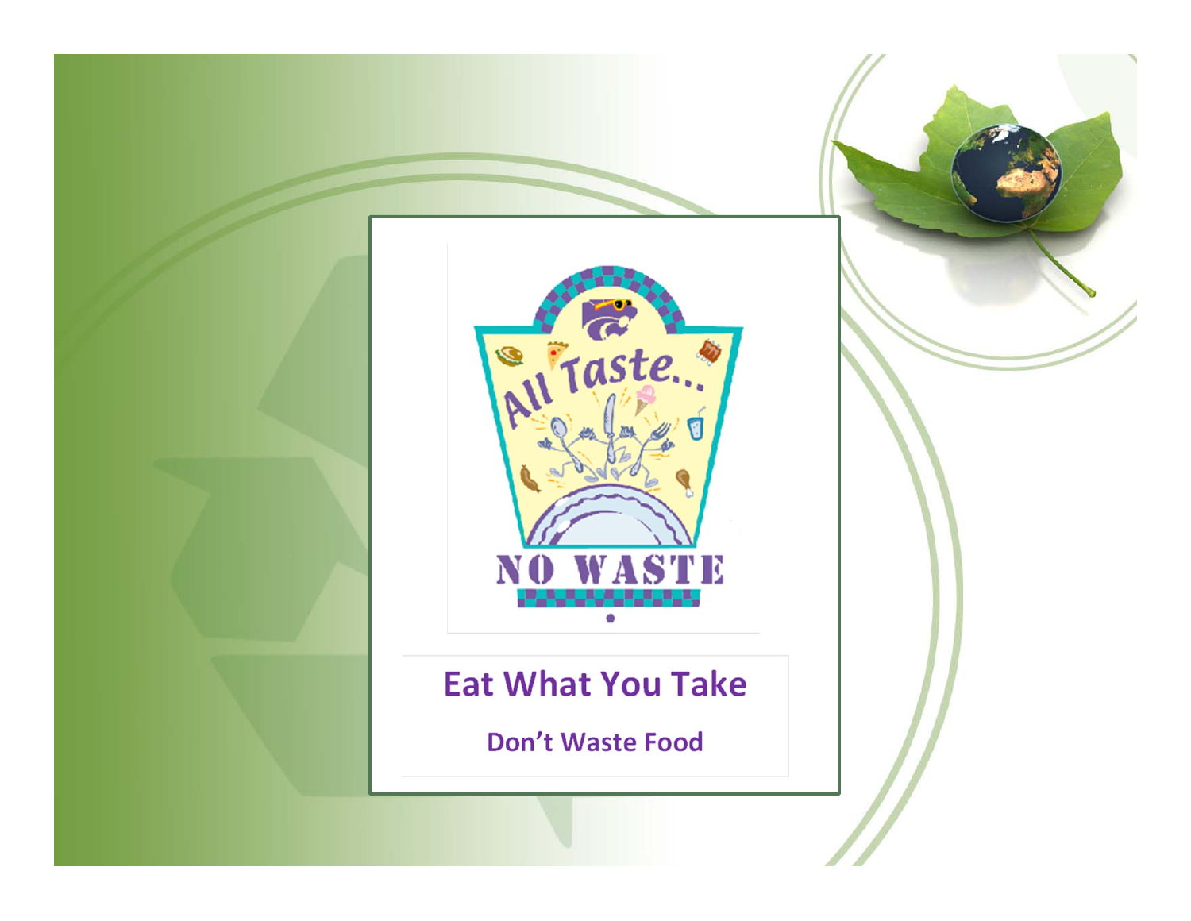# Eat What You Take

## Don't Waste Food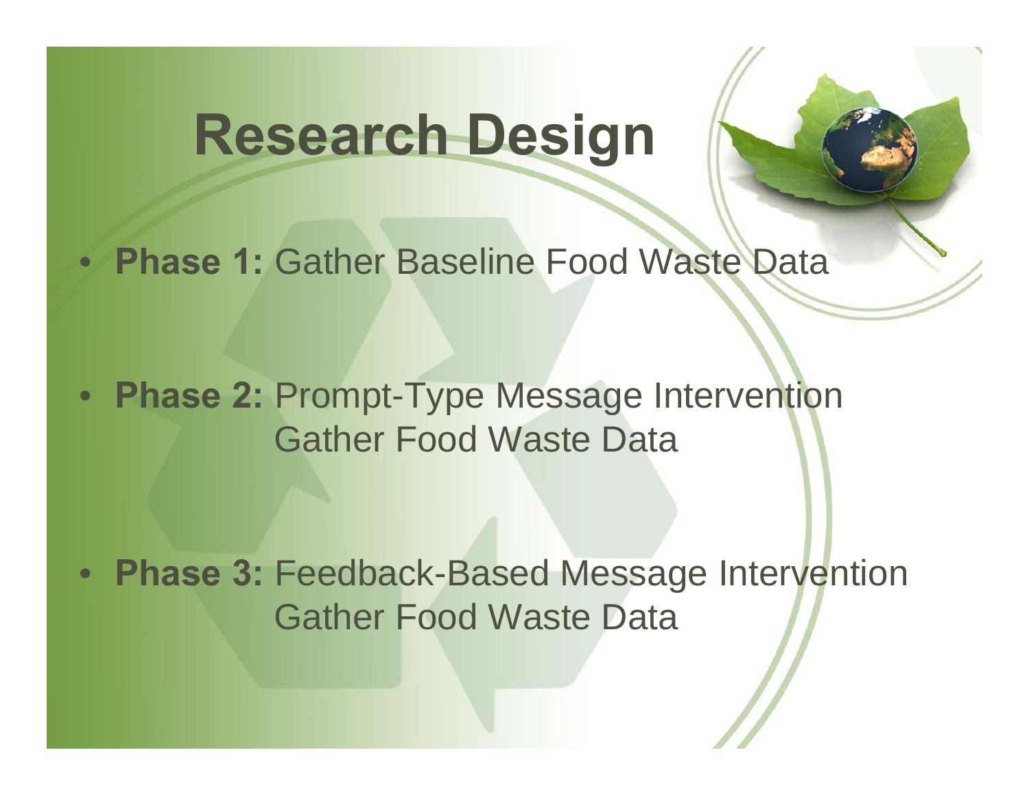# Research Design

- **Phase 1:** Gather Baseline Food Waste Data

- **Phase 2:** Prompt-Type Message Intervention
  Gather Food Waste Data

- **Phase 3:** Feedback-Based Message Intervention
  Gather Food Waste Data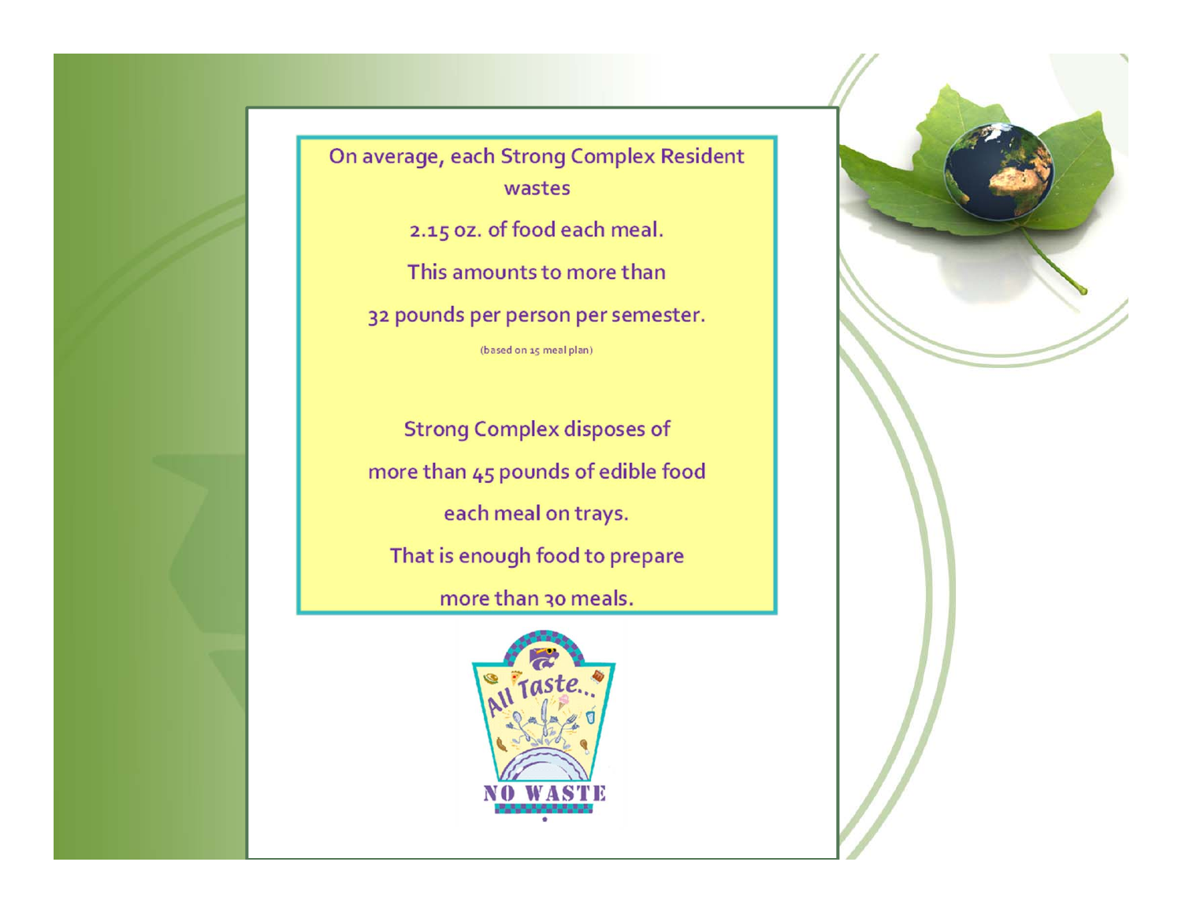On average, each Strong Complex Resident wastes

2.15 oz. of food each meal.

This amounts to more than

32 pounds per person per semester.

(based on 15 meal plan)

Strong Complex disposes of

more than 45 pounds of edible food

each meal on trays.

That is enough food to prepare

more than 30 meals.

All Taste...

NO WASTE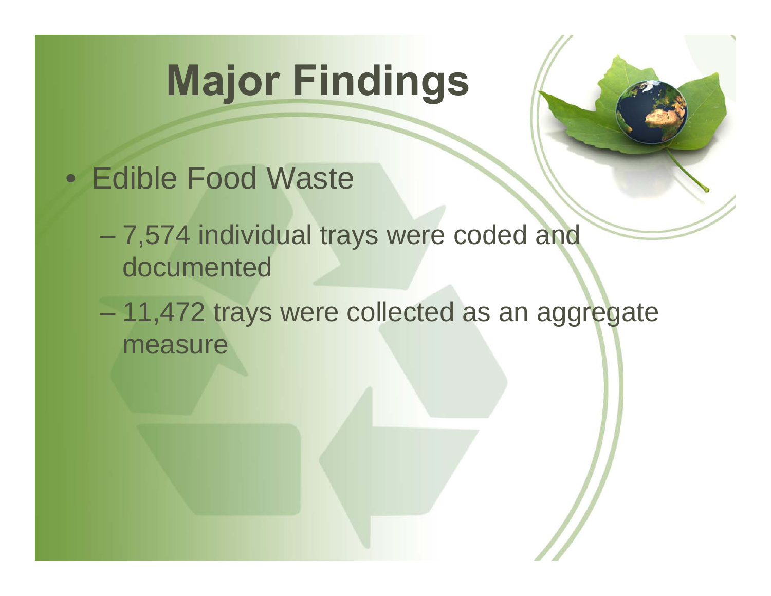# Major Findings

- Edible Food Waste
  - 7,574 individual trays were coded and documented
  - 11,472 trays were collected as an aggregate measure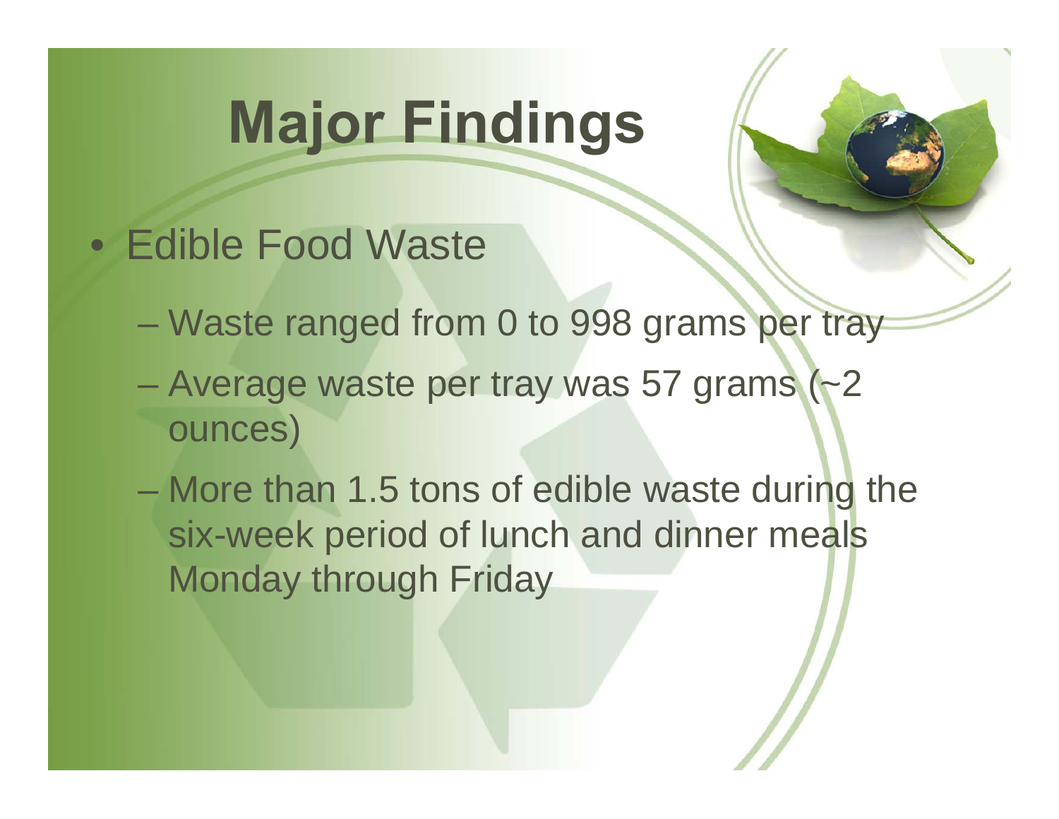# Major Findings

- Edible Food Waste
  - Waste ranged from 0 to 998 grams per tray
  - Average waste per tray was 57 grams (~2 ounces)
  - More than 1.5 tons of edible waste during the six-week period of lunch and dinner meals Monday through Friday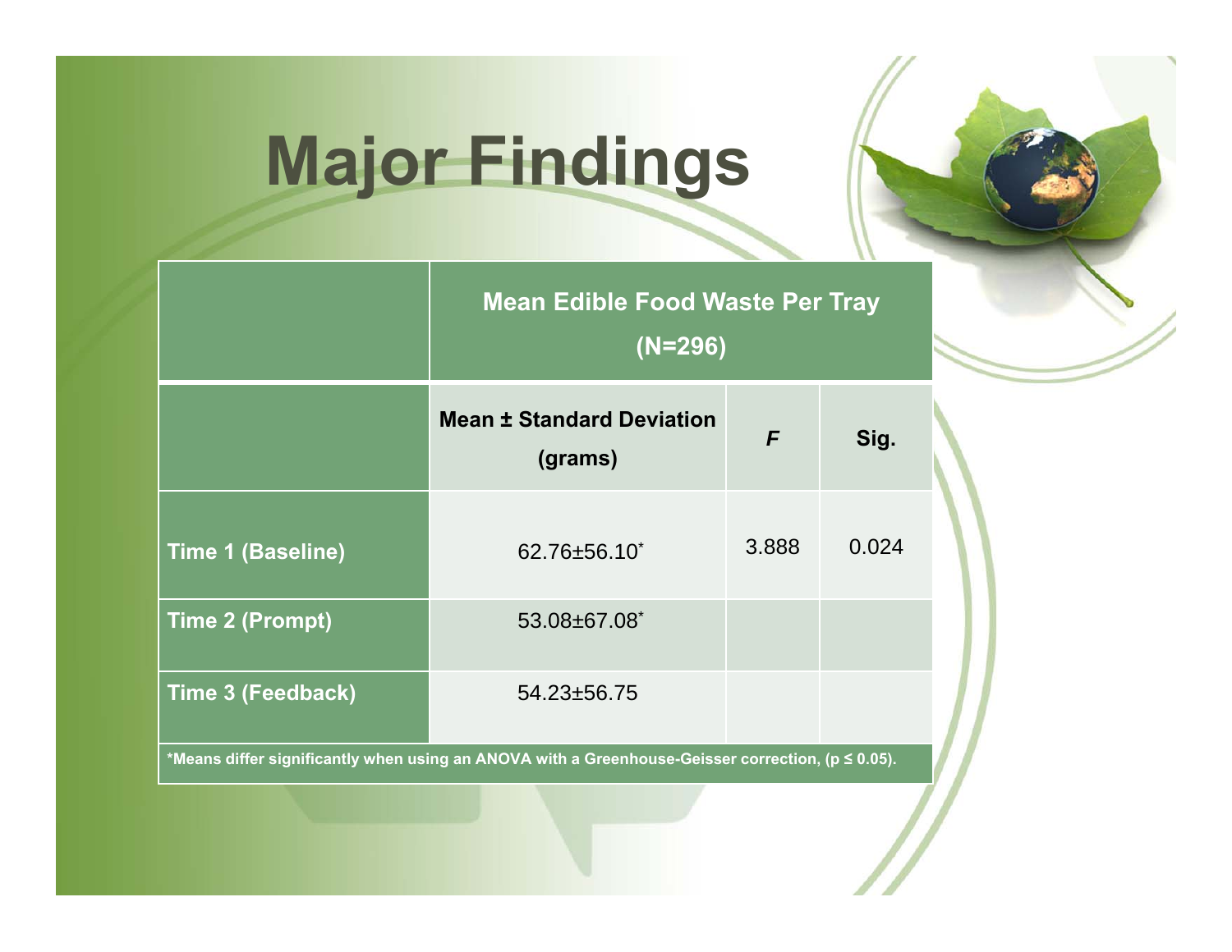# Major Findings

| | Mean Edible Food Waste Per Tray (N=296) | | |
|---|---|---|---|
| | Mean ± Standard Deviation (grams) | *F* | Sig. |
| **Time 1 (Baseline)** | 62.76±56.10* | 3.888 | 0.024 |
| **Time 2 (Prompt)** | 53.08±67.08* | | |
| **Time 3 (Feedback)** | 54.23±56.75 | | |

**\*Means differ significantly when using an ANOVA with a Greenhouse-Geisser correction, ($p \leq 0.05$).**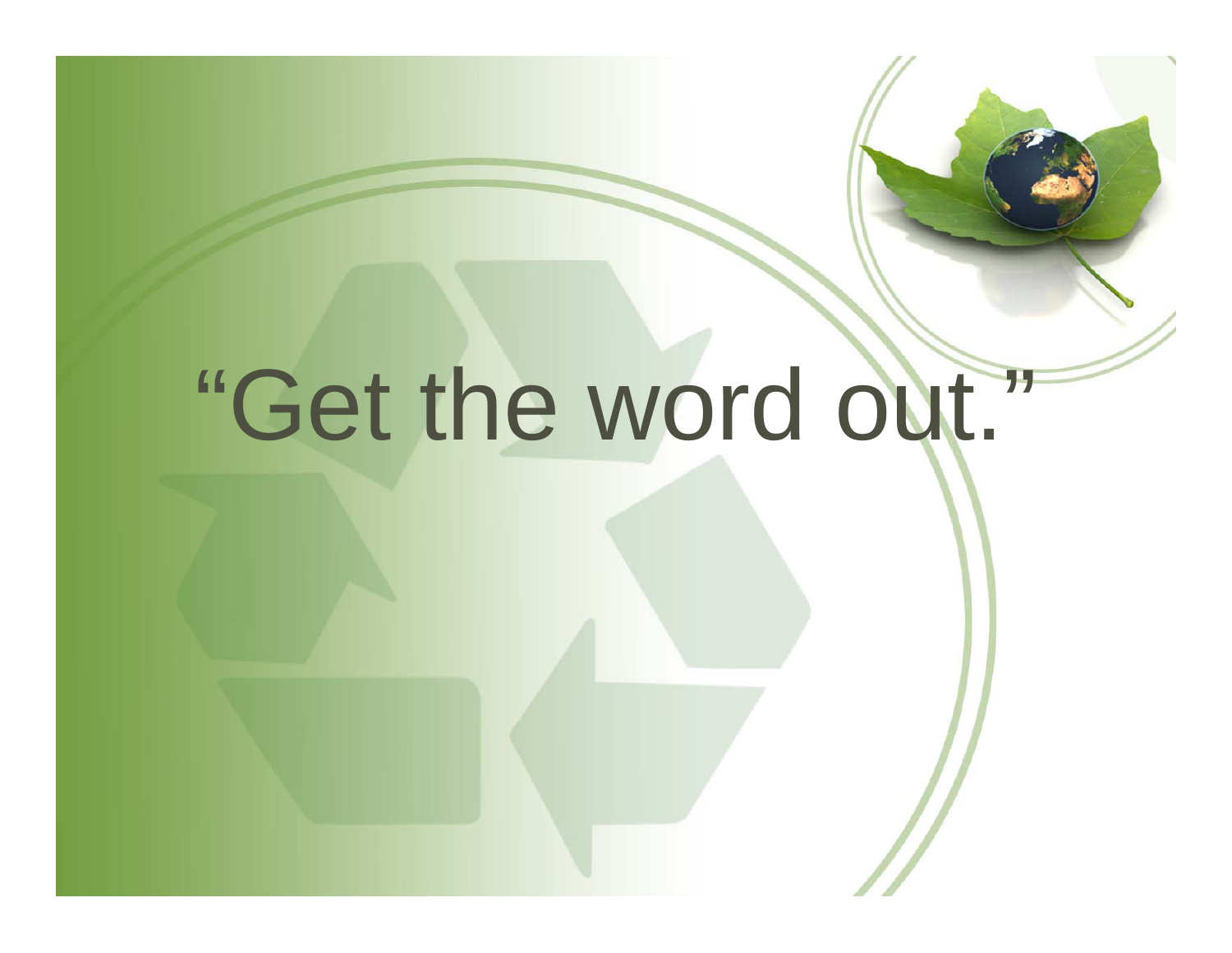# “Get the word out.”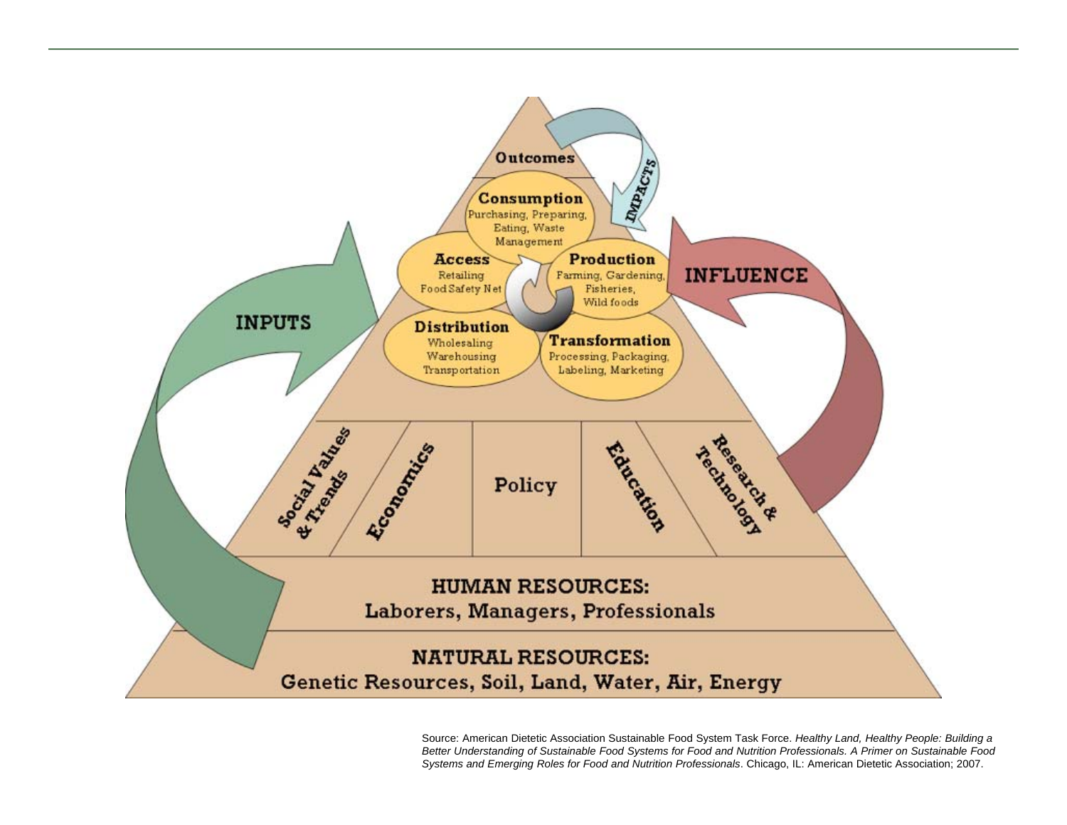Outcomes

**Consumption**
Purchasing, Preparing, Eating, Waste Management

**Access**
Retailing
Food Safety Net

**Production**
Farming, Gardening, Fisheries, Wild foods

**Distribution**
Wholesaling
Warehousing
Transportation

**Transformation**
Processing, Packaging, Labeling, Marketing

IMPACTS

INPUTS

INFLUENCE

Social Values & Trends | Economics | Policy | Education | Research & Technology

**HUMAN RESOURCES:**
Laborers, Managers, Professionals

**NATURAL RESOURCES:**
Genetic Resources, Soil, Land, Water, Air, Energy

Source: American Dietetic Association Sustainable Food System Task Force. *Healthy Land, Healthy People: Building a Better Understanding of Sustainable Food Systems for Food and Nutrition Professionals. A Primer on Sustainable Food Systems and Emerging Roles for Food and Nutrition Professionals*. Chicago, IL: American Dietetic Association; 2007.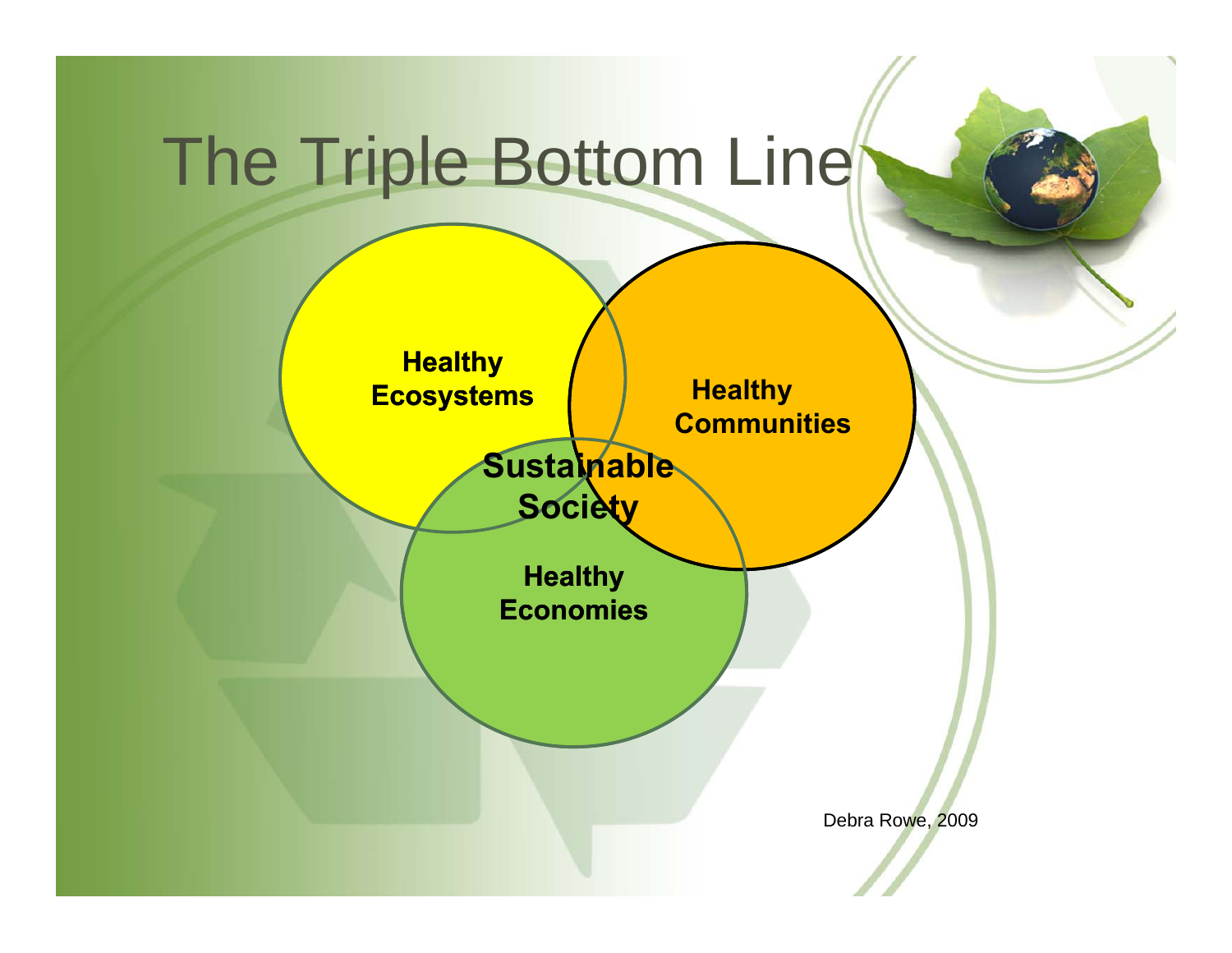# The Triple Bottom Line

**Healthy Ecosystems**

**Healthy Communities**

**Healthy Economies**

**Sustainable Society**

Debra Rowe, 2009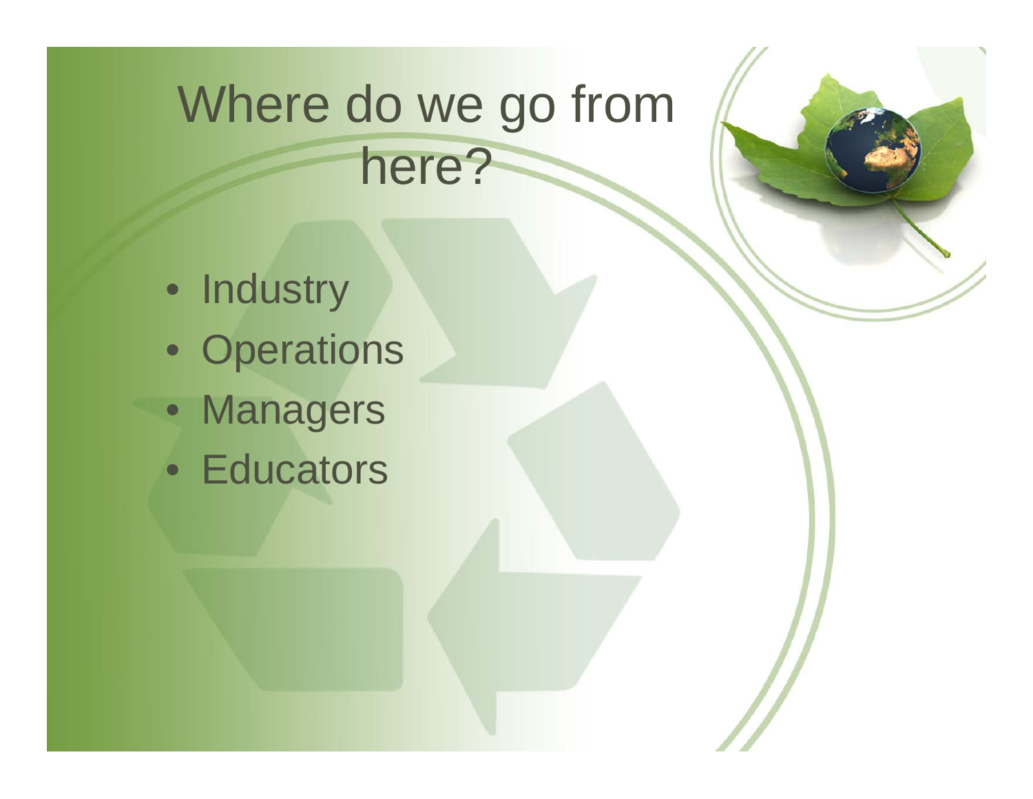# Where do we go from here?

- Industry
- Operations
- Managers
- Educators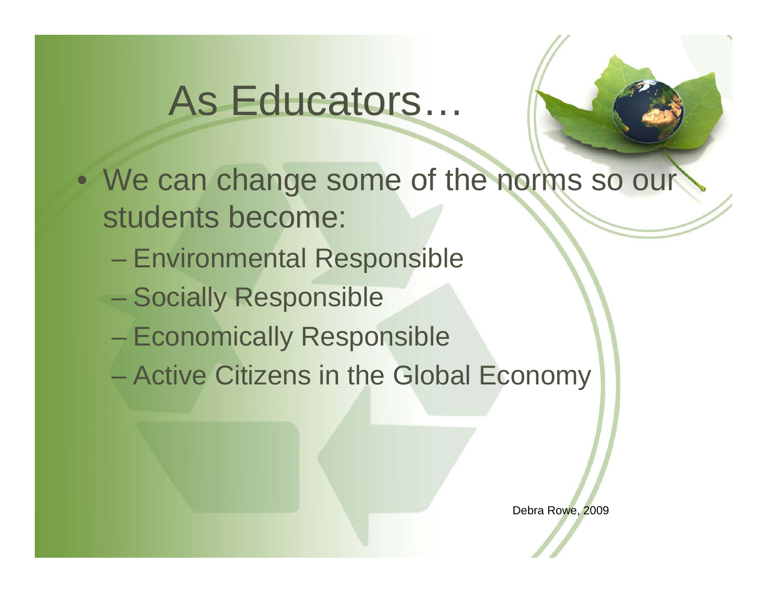# As Educators…

- We can change some of the norms so our students become:
  - Environmental Responsible
  - Socially Responsible
  - Economically Responsible
  - Active Citizens in the Global Economy

Debra Rowe, 2009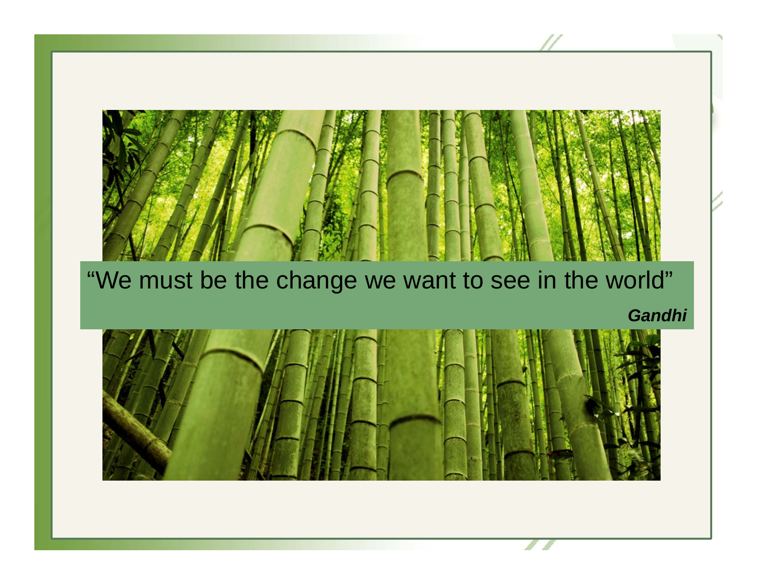“We must be the change we want to see in the world”

***Gandhi***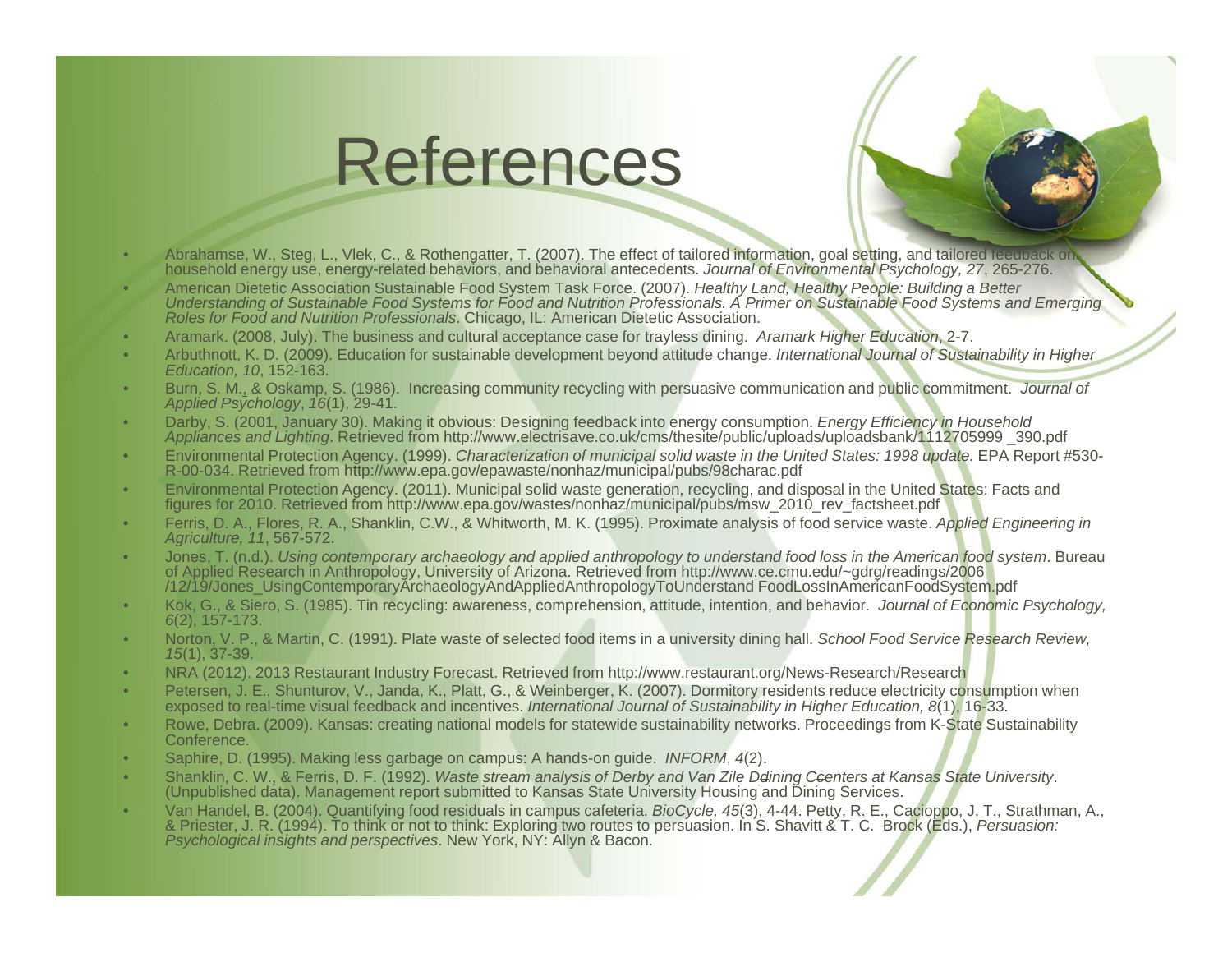# References

- Abrahamse, W., Steg, L., Vlek, C., & Rothengatter, T. (2007). The effect of tailored information, goal setting, and tailored feedback on household energy use, energy-related behaviors, and behavioral antecedents. *Journal of Environmental Psychology, 27*, 265-276.
- American Dietetic Association Sustainable Food System Task Force. (2007). *Healthy Land, Healthy People: Building a Better Understanding of Sustainable Food Systems for Food and Nutrition Professionals. A Primer on Sustainable Food Systems and Emerging Roles for Food and Nutrition Professionals*. Chicago, IL: American Dietetic Association.
- Aramark. (2008, July). The business and cultural acceptance case for trayless dining. *Aramark Higher Education*, 2-7.
- Arbuthnott, K. D. (2009). Education for sustainable development beyond attitude change. *International Journal of Sustainability in Higher Education, 10*, 152-163.
- Burn, S. M., & Oskamp, S. (1986). Increasing community recycling with persuasive communication and public commitment. *Journal of Applied Psychology*, *16*(1), 29-41.
- Darby, S. (2001, January 30). Making it obvious: Designing feedback into energy consumption. *Energy Efficiency in Household Appliances and Lighting*. Retrieved from http://www.electrisave.co.uk/cms/thesite/public/uploads/uploadsbank/1112705999 _390.pdf
- Environmental Protection Agency. (1999). *Characterization of municipal solid waste in the United States: 1998 update.* EPA Report #530-R-00-034. Retrieved from http://www.epa.gov/epawaste/nonhaz/municipal/pubs/98charac.pdf
- Environmental Protection Agency. (2011). Municipal solid waste generation, recycling, and disposal in the United States: Facts and figures for 2010. Retrieved from http://www.epa.gov/wastes/nonhaz/municipal/pubs/msw_2010_rev_factsheet.pdf
- Ferris, D. A., Flores, R. A., Shanklin, C.W., & Whitworth, M. K. (1995). Proximate analysis of food service waste. *Applied Engineering in Agriculture, 11*, 567-572.
- Jones, T. (n.d.). *Using contemporary archaeology and applied anthropology to understand food loss in the American food system*. Bureau of Applied Research in Anthropology, University of Arizona. Retrieved from http://www.ce.cmu.edu/~gdrg/readings/2006 /12/19/Jones_UsingContemporaryArchaeologyAndAppliedAnthropologyToUnderstand FoodLossInAmericanFoodSystem.pdf
- Kok, G., & Siero, S. (1985). Tin recycling: awareness, comprehension, attitude, intention, and behavior. *Journal of Economic Psychology, 6*(2), 157-173.
- Norton, V. P., & Martin, C. (1991). Plate waste of selected food items in a university dining hall. *School Food Service Research Review, 15*(1), 37-39.
- NRA (2012). 2013 Restaurant Industry Forecast. Retrieved from http://www.restaurant.org/News-Research/Research
- Petersen, J. E., Shunturov, V., Janda, K., Platt, G., & Weinberger, K. (2007). Dormitory residents reduce electricity consumption when exposed to real-time visual feedback and incentives. *International Journal of Sustainability in Higher Education, 8*(1), 16-33.
- Rowe, Debra. (2009). Kansas: creating national models for statewide sustainability networks. Proceedings from K-State Sustainability Conference.
- Saphire, D. (1995). Making less garbage on campus: A hands-on guide. *INFORM*, *4*(2).
- Shanklin, C. W., & Ferris, D. F. (1992). *Waste stream analysis of Derby and Van Zile Ddining Ccenters at Kansas State University*. (Unpublished data). Management report submitted to Kansas State University Housing and Dining Services.
- Van Handel, B. (2004). Quantifying food residuals in campus cafeteria. *BioCycle, 45*(3), 4-44. Petty, R. E., Cacioppo, J. T., Strathman, A., & Priester, J. R. (1994). To think or not to think: Exploring two routes to persuasion. In S. Shavitt & T. C. Brock (Eds.), *Persuasion: Psychological insights and perspectives*. New York, NY: Allyn & Bacon.